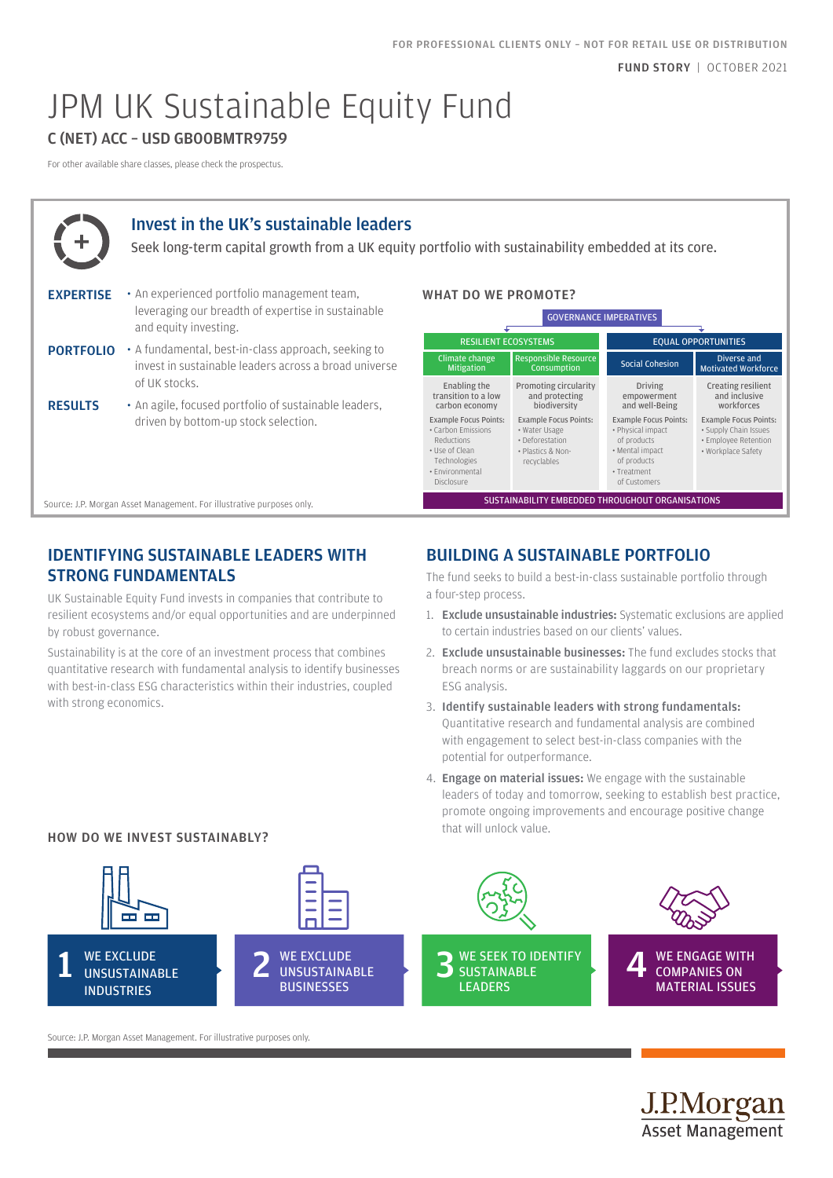FOR PROFESSIONAL CLIENTS ONLY – NOT FOR RETAIL USE OR DISTRIBUTION

**FUND STORY** | OCTOBER 2021

# JPM UK Sustainable Equity Fund

### C (NET) ACC – USD GB00BMTR9759

For other available share classes, please check the prospectus.

## Invest in the UK's sustainable leaders

Seek long-term capital growth from a UK equity portfolio with sustainability embedded at its core.

**EXPERTISE**
- An experienced portfolio management team, leveraging our breadth of expertise in sustainable and equity investing.

**PORTFOLIO**
- A fundamental, best-in-class approach, seeking to invest in sustainable leaders across a broad universe of UK stocks.

**RESULTS**
- An agile, focused portfolio of sustainable leaders, driven by bottom-up stock selection.

### WHAT DO WE PROMOTE?

GOVERNANCE IMPERATIVES

| RESILIENT ECOSYSTEMS | | EQUAL OPPORTUNITIES | |
|---|---|---|---|
| Climate change Mitigation | Responsible Resource Consumption | Social Cohesion | Diverse and Motivated Workforce |
| Enabling the transition to a low carbon economy | Promoting circularity and protecting biodiversity | Driving empowerment and well-Being | Creating resilient and inclusive workforces |
| Example Focus Points: • Carbon Emissions Reductions • Use of Clean Technologies • Environmental Disclosure | Example Focus Points: • Water Usage • Deforestation • Plastics & Non-recyclables | Example Focus Points: • Physical impact of products • Mental impact of products • Treatment of Customers | Example Focus Points: • Supply Chain Issues • Employee Retention • Workplace Safety |

SUSTAINABILITY EMBEDDED THROUGHOUT ORGANISATIONS

Source: J.P. Morgan Asset Management. For illustrative purposes only.

## IDENTIFYING SUSTAINABLE LEADERS WITH STRONG FUNDAMENTALS

UK Sustainable Equity Fund invests in companies that contribute to resilient ecosystems and/or equal opportunities and are underpinned by robust governance.

Sustainability is at the core of an investment process that combines quantitative research with fundamental analysis to identify businesses with best-in-class ESG characteristics within their industries, coupled with strong economics.

## BUILDING A SUSTAINABLE PORTFOLIO

The fund seeks to build a best-in-class sustainable portfolio through a four-step process.

1. **Exclude unsustainable industries:** Systematic exclusions are applied to certain industries based on our clients' values.
2. **Exclude unsustainable businesses:** The fund excludes stocks that breach norms or are sustainability laggards on our proprietary ESG analysis.
3. **Identify sustainable leaders with strong fundamentals:** Quantitative research and fundamental analysis are combined with engagement to select best-in-class companies with the potential for outperformance.
4. **Engage on material issues:** We engage with the sustainable leaders of today and tomorrow, seeking to establish best practice, promote ongoing improvements and encourage positive change that will unlock value.

### HOW DO WE INVEST SUSTAINABLY?

1. WE EXCLUDE UNSUSTAINABLE INDUSTRIES
2. WE EXCLUDE UNSUSTAINABLE BUSINESSES
3. WE SEEK TO IDENTIFY SUSTAINABLE LEADERS
4. WE ENGAGE WITH COMPANIES ON MATERIAL ISSUES

Source: J.P. Morgan Asset Management. For illustrative purposes only.

J.P.Morgan Asset Management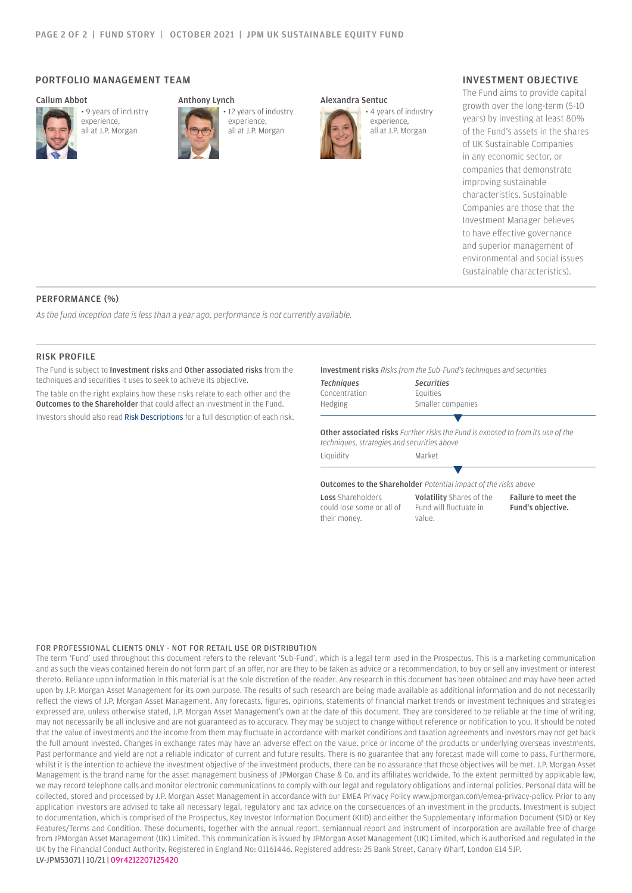## PORTFOLIO MANAGEMENT TEAM

**Callum Abbot**
- 9 years of industry experience, all at J.P. Morgan

**Anthony Lynch**
- 12 years of industry experience, all at J.P. Morgan

**Alexandra Sentuc**
- 4 years of industry experience, all at J.P. Morgan

## INVESTMENT OBJECTIVE

The Fund aims to provide capital growth over the long-term (5-10 years) by investing at least 80% of the Fund's assets in the shares of UK Sustainable Companies in any economic sector, or companies that demonstrate improving sustainable characteristics. Sustainable Companies are those that the Investment Manager believes to have effective governance and superior management of environmental and social issues (sustainable characteristics).

## PERFORMANCE (%)

*As the fund inception date is less than a year ago, performance is not currently available.*

## RISK PROFILE

The Fund is subject to **Investment risks** and **Other associated risks** from the techniques and securities it uses to seek to achieve its objective.

The table on the right explains how these risks relate to each other and the **Outcomes to the Shareholder** that could affect an investment in the Fund.

Investors should also read Risk Descriptions for a full description of each risk.

**Investment risks** *Risks from the Sub-Fund's techniques and securities*

| *Techniques* | *Securities* |
|---|---|
| Concentration | Equities |
| Hedging | Smaller companies |

**Other associated risks** *Further risks the Fund is exposed to from its use of the techniques, strategies and securities above*

| | |
|---|---|
| Liquidity | Market |

**Outcomes to the Shareholder** *Potential impact of the risks above*

| | | |
|---|---|---|
| **Loss** Shareholders could lose some or all of their money. | **Volatility** Shares of the Fund will fluctuate in value. | **Failure to meet the Fund's objective.** |

FOR PROFESSIONAL CLIENTS ONLY - NOT FOR RETAIL USE OR DISTRIBUTION

The term 'Fund' used throughout this document refers to the relevant 'Sub-Fund', which is a legal term used in the Prospectus. This is a marketing communication and as such the views contained herein do not form part of an offer, nor are they to be taken as advice or a recommendation, to buy or sell any investment or interest thereto. Reliance upon information in this material is at the sole discretion of the reader. Any research in this document has been obtained and may have been acted upon by J.P. Morgan Asset Management for its own purpose. The results of such research are being made available as additional information and do not necessarily reflect the views of J.P. Morgan Asset Management. Any forecasts, figures, opinions, statements of financial market trends or investment techniques and strategies expressed are, unless otherwise stated, J.P. Morgan Asset Management's own at the date of this document. They are considered to be reliable at the time of writing, may not necessarily be all inclusive and are not guaranteed as to accuracy. They may be subject to change without reference or notification to you. It should be noted that the value of investments and the income from them may fluctuate in accordance with market conditions and taxation agreements and investors may not get back the full amount invested. Changes in exchange rates may have an adverse effect on the value, price or income of the products or underlying overseas investments. Past performance and yield are not a reliable indicator of current and future results. There is no guarantee that any forecast made will come to pass. Furthermore, whilst it is the intention to achieve the investment objective of the investment products, there can be no assurance that those objectives will be met. J.P. Morgan Asset Management is the brand name for the asset management business of JPMorgan Chase & Co. and its affiliates worldwide. To the extent permitted by applicable law, we may record telephone calls and monitor electronic communications to comply with our legal and regulatory obligations and internal policies. Personal data will be collected, stored and processed by J.P. Morgan Asset Management in accordance with our EMEA Privacy Policy www.jpmorgan.com/emea-privacy-policy. Prior to any application investors are advised to take all necessary legal, regulatory and tax advice on the consequences of an investment in the products. Investment is subject to documentation, which is comprised of the Prospectus, Key Investor Information Document (KIID) and either the Supplementary Information Document (SID) or Key Features/Terms and Condition. These documents, together with the annual report, semiannual report and instrument of incorporation are available free of charge from JPMorgan Asset Management (UK) Limited. This communication is issued by JPMorgan Asset Management (UK) Limited, which is authorised and regulated in the UK by the Financial Conduct Authority. Registered in England No: 01161446. Registered address: 25 Bank Street, Canary Wharf, London E14 5JP.

LV-JPM53071 | 10/21 | 09r4212207125420